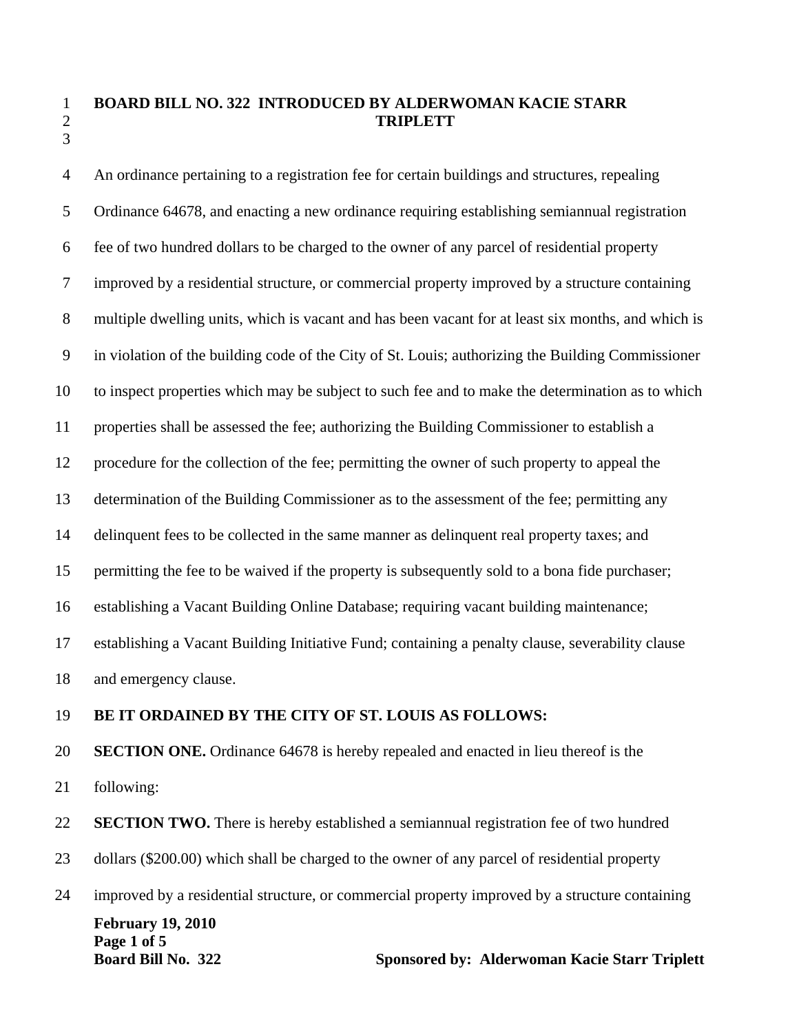**BOARD BILL NO. 322 INTRODUCED BY ALDERWOMAN KACIE STARR TRIPLETT**

An ordinance pertaining to a registration fee for certain buildings and structures, repealing Ordinance 64678, and enacting a new ordinance requiring establishing semiannual registration fee of two hundred dollars to be charged to the owner of any parcel of residential property improved by a residential structure, or commercial property improved by a structure containing multiple dwelling units, which is vacant and has been vacant for at least six months, and which is in violation of the building code of the City of St. Louis; authorizing the Building Commissioner to inspect properties which may be subject to such fee and to make the determination as to which properties shall be assessed the fee; authorizing the Building Commissioner to establish a procedure for the collection of the fee; permitting the owner of such property to appeal the determination of the Building Commissioner as to the assessment of the fee; permitting any delinquent fees to be collected in the same manner as delinquent real property taxes; and permitting the fee to be waived if the property is subsequently sold to a bona fide purchaser; establishing a Vacant Building Online Database; requiring vacant building maintenance; establishing a Vacant Building Initiative Fund; containing a penalty clause, severability clause and emergency clause.

**BE IT ORDAINED BY THE CITY OF ST. LOUIS AS FOLLOWS:**

**SECTION ONE.** Ordinance 64678 is hereby repealed and enacted in lieu thereof is the following:

**SECTION TWO.** There is hereby established a semiannual registration fee of two hundred dollars ($200.00) which shall be charged to the owner of any parcel of residential property improved by a residential structure, or commercial property improved by a structure containing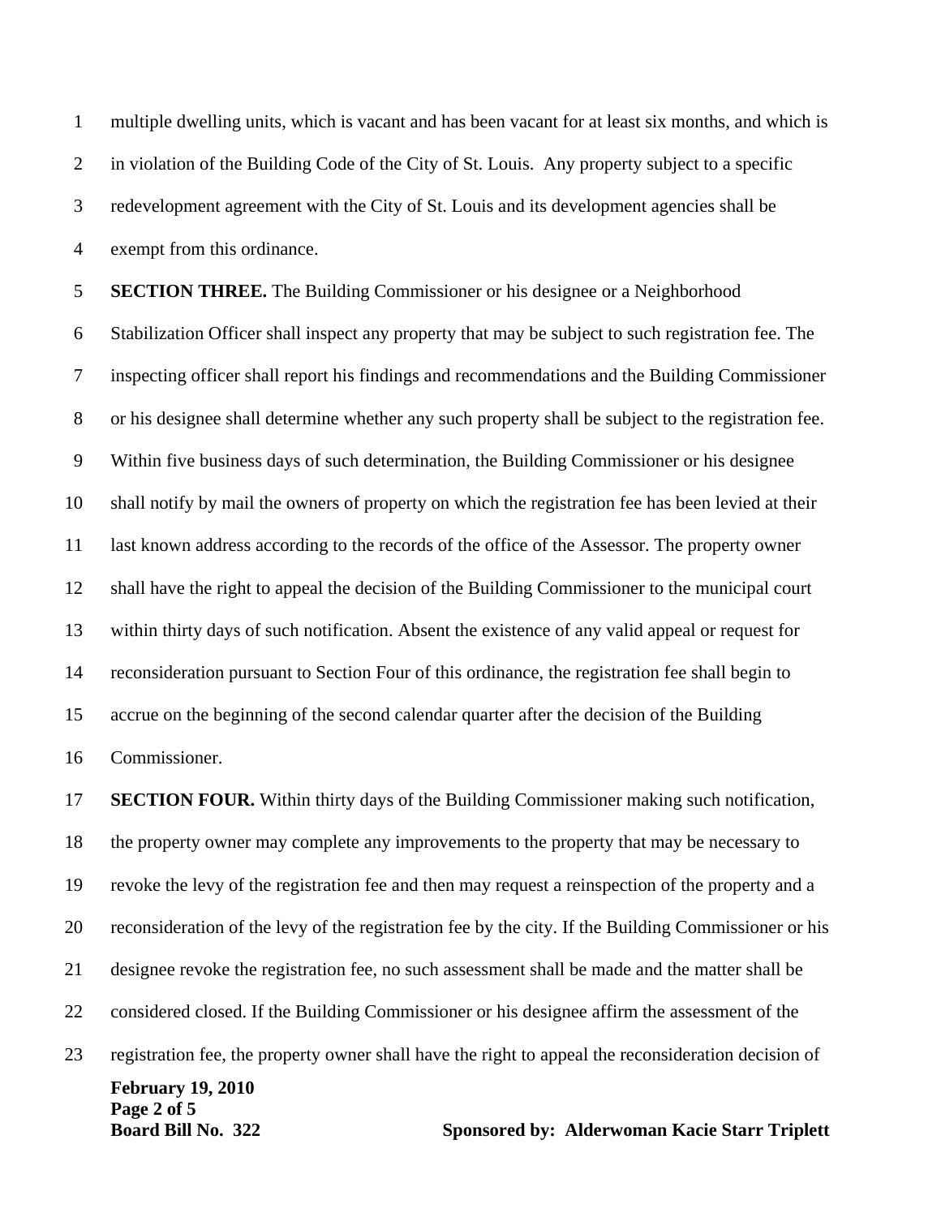multiple dwelling units, which is vacant and has been vacant for at least six months, and which is in violation of the Building Code of the City of St. Louis. Any property subject to a specific redevelopment agreement with the City of St. Louis and its development agencies shall be exempt from this ordinance.

**SECTION THREE.** The Building Commissioner or his designee or a Neighborhood Stabilization Officer shall inspect any property that may be subject to such registration fee. The inspecting officer shall report his findings and recommendations and the Building Commissioner or his designee shall determine whether any such property shall be subject to the registration fee. Within five business days of such determination, the Building Commissioner or his designee shall notify by mail the owners of property on which the registration fee has been levied at their last known address according to the records of the office of the Assessor. The property owner shall have the right to appeal the decision of the Building Commissioner to the municipal court within thirty days of such notification. Absent the existence of any valid appeal or request for reconsideration pursuant to Section Four of this ordinance, the registration fee shall begin to accrue on the beginning of the second calendar quarter after the decision of the Building Commissioner.

**SECTION FOUR.** Within thirty days of the Building Commissioner making such notification, the property owner may complete any improvements to the property that may be necessary to revoke the levy of the registration fee and then may request a reinspection of the property and a reconsideration of the levy of the registration fee by the city. If the Building Commissioner or his designee revoke the registration fee, no such assessment shall be made and the matter shall be considered closed. If the Building Commissioner or his designee affirm the assessment of the registration fee, the property owner shall have the right to appeal the reconsideration decision of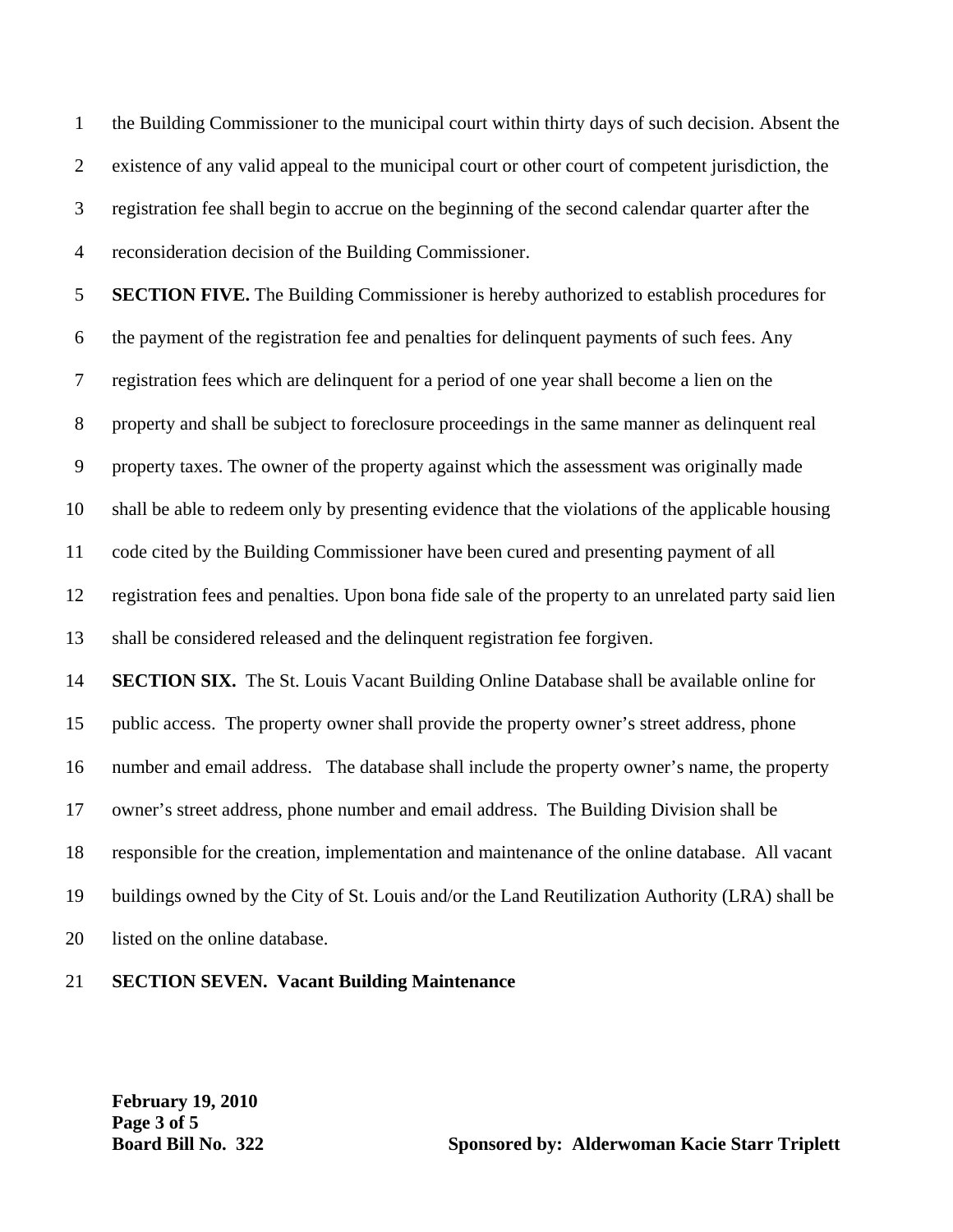the Building Commissioner to the municipal court within thirty days of such decision. Absent the existence of any valid appeal to the municipal court or other court of competent jurisdiction, the registration fee shall begin to accrue on the beginning of the second calendar quarter after the reconsideration decision of the Building Commissioner.

**SECTION FIVE.** The Building Commissioner is hereby authorized to establish procedures for the payment of the registration fee and penalties for delinquent payments of such fees. Any registration fees which are delinquent for a period of one year shall become a lien on the property and shall be subject to foreclosure proceedings in the same manner as delinquent real property taxes. The owner of the property against which the assessment was originally made shall be able to redeem only by presenting evidence that the violations of the applicable housing code cited by the Building Commissioner have been cured and presenting payment of all registration fees and penalties. Upon bona fide sale of the property to an unrelated party said lien shall be considered released and the delinquent registration fee forgiven.

**SECTION SIX.** The St. Louis Vacant Building Online Database shall be available online for public access. The property owner shall provide the property owner's street address, phone number and email address. The database shall include the property owner's name, the property owner's street address, phone number and email address. The Building Division shall be responsible for the creation, implementation and maintenance of the online database. All vacant buildings owned by the City of St. Louis and/or the Land Reutilization Authority (LRA) shall be listed on the online database.

**SECTION SEVEN. Vacant Building Maintenance**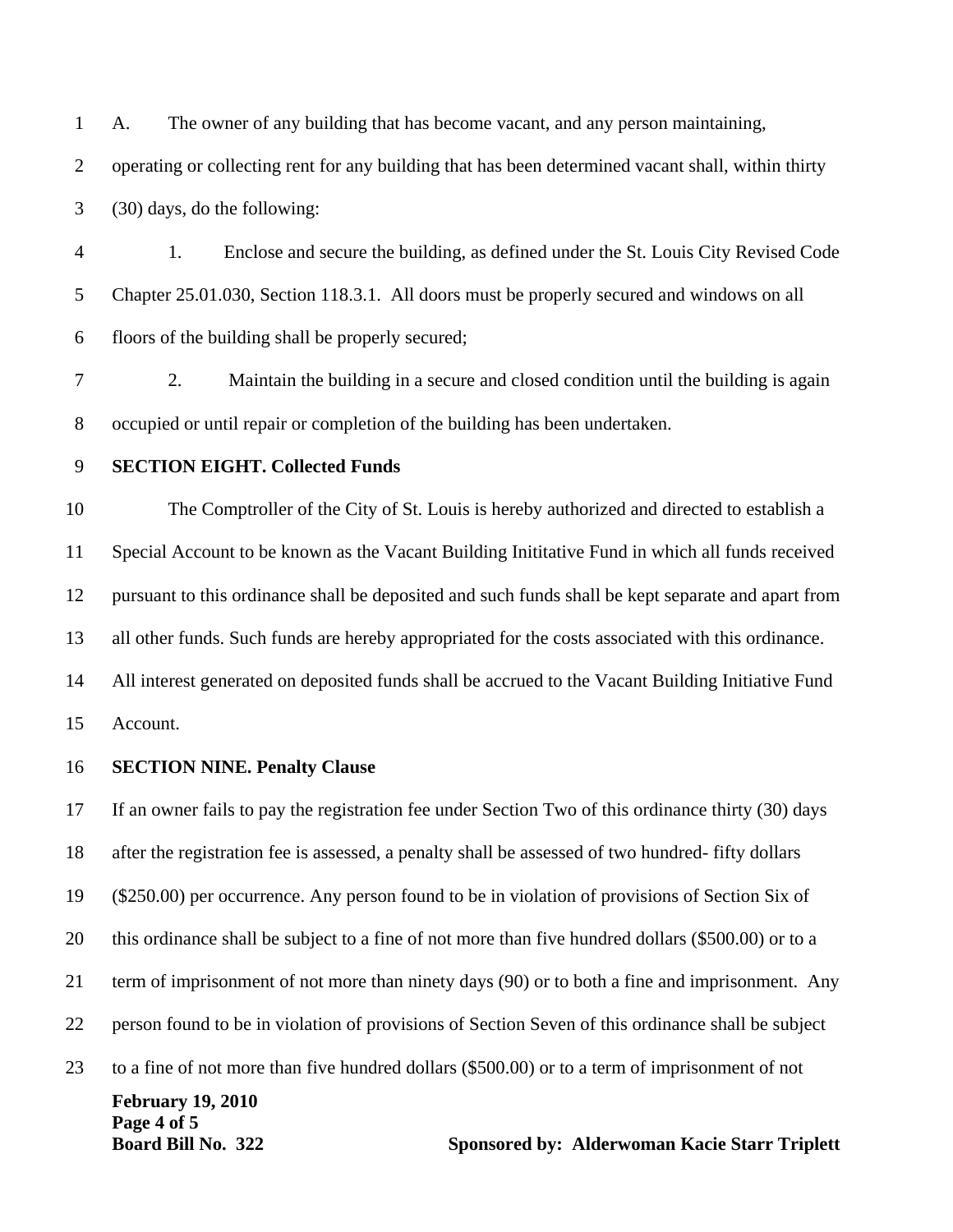A. The owner of any building that has become vacant, and any person maintaining, operating or collecting rent for any building that has been determined vacant shall, within thirty (30) days, do the following:

1. Enclose and secure the building, as defined under the St. Louis City Revised Code Chapter 25.01.030, Section 118.3.1. All doors must be properly secured and windows on all floors of the building shall be properly secured;

2. Maintain the building in a secure and closed condition until the building is again occupied or until repair or completion of the building has been undertaken.

**SECTION EIGHT. Collected Funds**

The Comptroller of the City of St. Louis is hereby authorized and directed to establish a Special Account to be known as the Vacant Building Inititative Fund in which all funds received pursuant to this ordinance shall be deposited and such funds shall be kept separate and apart from all other funds. Such funds are hereby appropriated for the costs associated with this ordinance. All interest generated on deposited funds shall be accrued to the Vacant Building Initiative Fund Account.

**SECTION NINE. Penalty Clause**

If an owner fails to pay the registration fee under Section Two of this ordinance thirty (30) days after the registration fee is assessed, a penalty shall be assessed of two hundred- fifty dollars ($250.00) per occurrence. Any person found to be in violation of provisions of Section Six of this ordinance shall be subject to a fine of not more than five hundred dollars ($500.00) or to a term of imprisonment of not more than ninety days (90) or to both a fine and imprisonment. Any person found to be in violation of provisions of Section Seven of this ordinance shall be subject to a fine of not more than five hundred dollars ($500.00) or to a term of imprisonment of not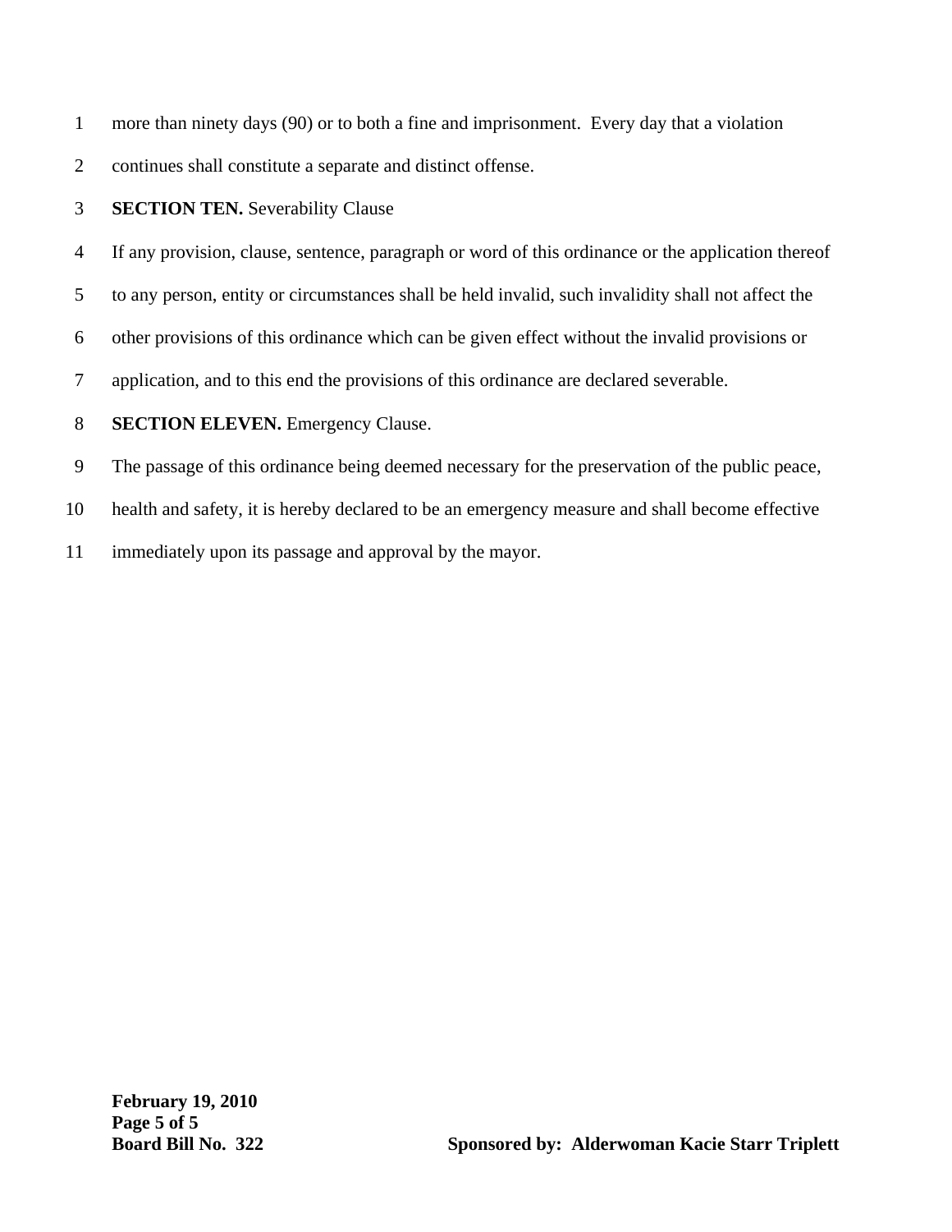more than ninety days (90) or to both a fine and imprisonment. Every day that a violation continues shall constitute a separate and distinct offense.

**SECTION TEN.** Severability Clause

If any provision, clause, sentence, paragraph or word of this ordinance or the application thereof to any person, entity or circumstances shall be held invalid, such invalidity shall not affect the other provisions of this ordinance which can be given effect without the invalid provisions or application, and to this end the provisions of this ordinance are declared severable.

**SECTION ELEVEN.** Emergency Clause.

The passage of this ordinance being deemed necessary for the preservation of the public peace, health and safety, it is hereby declared to be an emergency measure and shall become effective immediately upon its passage and approval by the mayor.